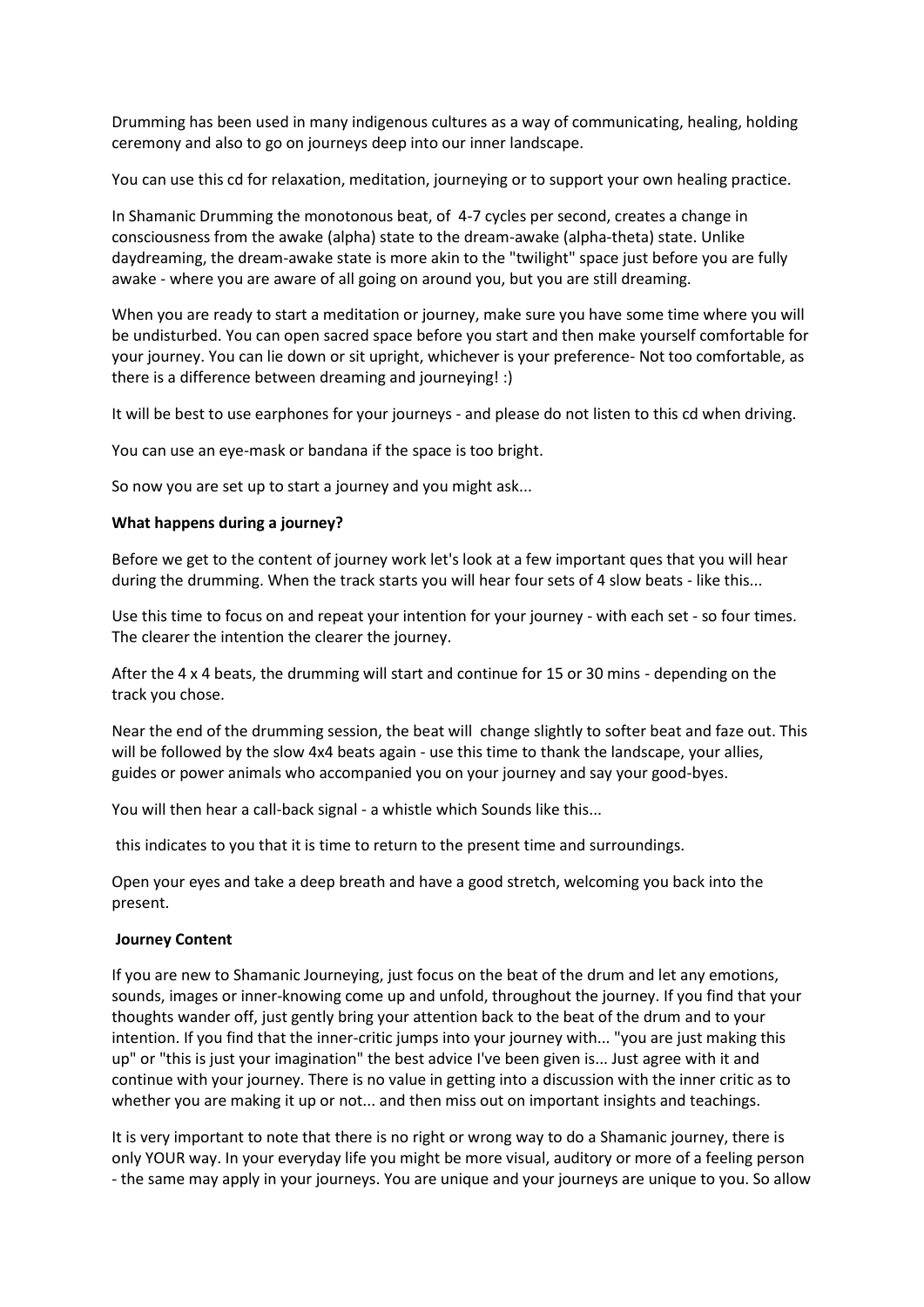Drumming has been used in many indigenous cultures as a way of communicating, healing, holding ceremony and also to go on journeys deep into our inner landscape.

You can use this cd for relaxation, meditation, journeying or to support your own healing practice.

In Shamanic Drumming the monotonous beat, of 4-7 cycles per second, creates a change in consciousness from the awake (alpha) state to the dream-awake (alpha-theta) state. Unlike daydreaming, the dream-awake state is more akin to the "twilight" space just before you are fully awake - where you are aware of all going on around you, but you are still dreaming.

When you are ready to start a meditation or journey, make sure you have some time where you will be undisturbed. You can open sacred space before you start and then make yourself comfortable for your journey. You can lie down or sit upright, whichever is your preference- Not too comfortable, as there is a difference between dreaming and journeying! :)

It will be best to use earphones for your journeys - and please do not listen to this cd when driving.

You can use an eye-mask or bandana if the space is too bright.

So now you are set up to start a journey and you might ask...

**What happens during a journey?**

Before we get to the content of journey work let's look at a few important ques that you will hear during the drumming. When the track starts you will hear four sets of 4 slow beats - like this...

Use this time to focus on and repeat your intention for your journey - with each set - so four times. The clearer the intention the clearer the journey.

After the 4 x 4 beats, the drumming will start and continue for 15 or 30 mins - depending on the track you chose.

Near the end of the drumming session, the beat will change slightly to softer beat and faze out. This will be followed by the slow 4x4 beats again - use this time to thank the landscape, your allies, guides or power animals who accompanied you on your journey and say your good-byes.

You will then hear a call-back signal - a whistle which Sounds like this...

this indicates to you that it is time to return to the present time and surroundings.

Open your eyes and take a deep breath and have a good stretch, welcoming you back into the present.

**Journey Content**

If you are new to Shamanic Journeying, just focus on the beat of the drum and let any emotions, sounds, images or inner-knowing come up and unfold, throughout the journey. If you find that your thoughts wander off, just gently bring your attention back to the beat of the drum and to your intention. If you find that the inner-critic jumps into your journey with... "you are just making this up" or "this is just your imagination" the best advice I've been given is... Just agree with it and continue with your journey. There is no value in getting into a discussion with the inner critic as to whether you are making it up or not... and then miss out on important insights and teachings.

It is very important to note that there is no right or wrong way to do a Shamanic journey, there is only YOUR way. In your everyday life you might be more visual, auditory or more of a feeling person - the same may apply in your journeys. You are unique and your journeys are unique to you. So allow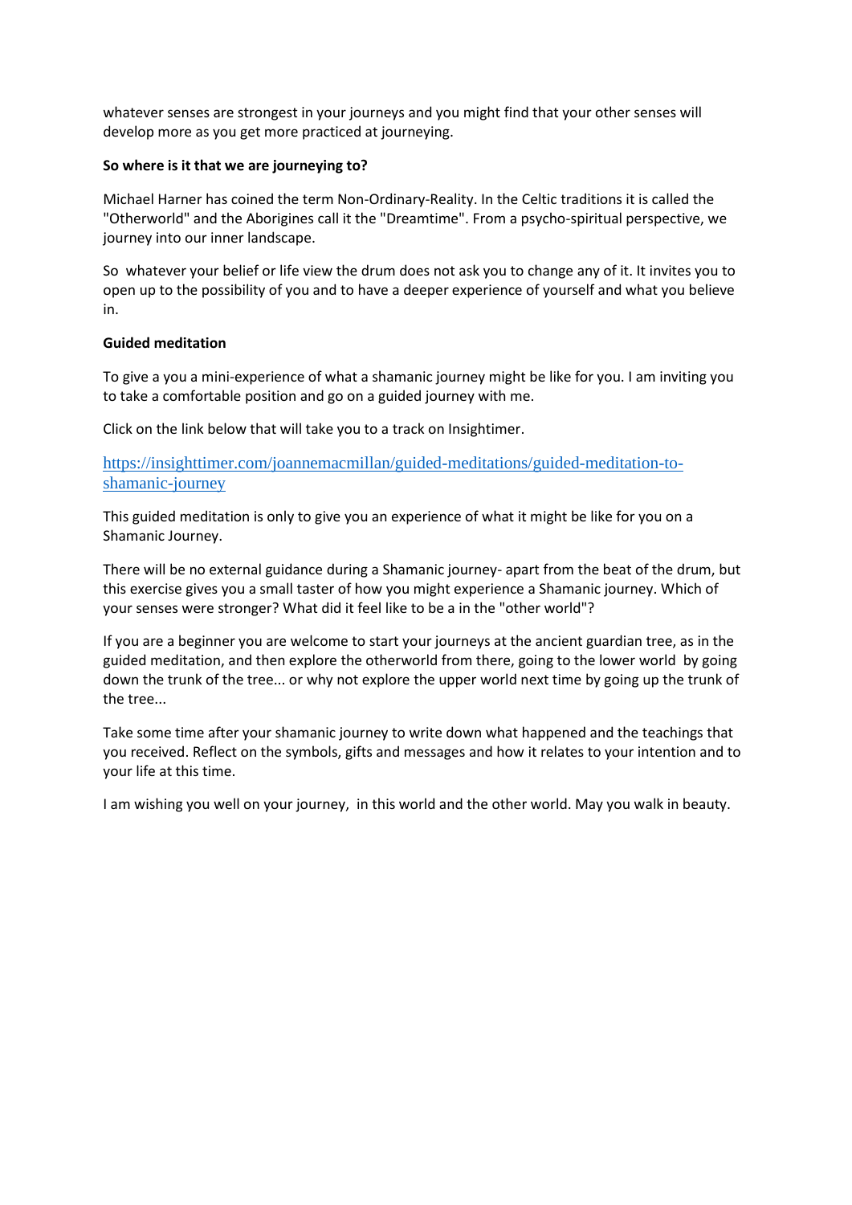whatever senses are strongest in your journeys and you might find that your other senses will develop more as you get more practiced at journeying.

**So where is it that we are journeying to?**

Michael Harner has coined the term Non-Ordinary-Reality. In the Celtic traditions it is called the "Otherworld" and the Aborigines call it the "Dreamtime". From a psycho-spiritual perspective, we journey into our inner landscape.

So whatever your belief or life view the drum does not ask you to change any of it. It invites you to open up to the possibility of you and to have a deeper experience of yourself and what you believe in.

**Guided meditation**

To give a you a mini-experience of what a shamanic journey might be like for you. I am inviting you to take a comfortable position and go on a guided journey with me.

Click on the link below that will take you to a track on Insightimer.

https://insighttimer.com/joannemacmillan/guided-meditations/guided-meditation-to-shamanic-journey

This guided meditation is only to give you an experience of what it might be like for you on a Shamanic Journey.

There will be no external guidance during a Shamanic journey- apart from the beat of the drum, but this exercise gives you a small taster of how you might experience a Shamanic journey. Which of your senses were stronger? What did it feel like to be a in the "other world"?

If you are a beginner you are welcome to start your journeys at the ancient guardian tree, as in the guided meditation, and then explore the otherworld from there, going to the lower world by going down the trunk of the tree... or why not explore the upper world next time by going up the trunk of the tree...

Take some time after your shamanic journey to write down what happened and the teachings that you received. Reflect on the symbols, gifts and messages and how it relates to your intention and to your life at this time.

I am wishing you well on your journey, in this world and the other world. May you walk in beauty.